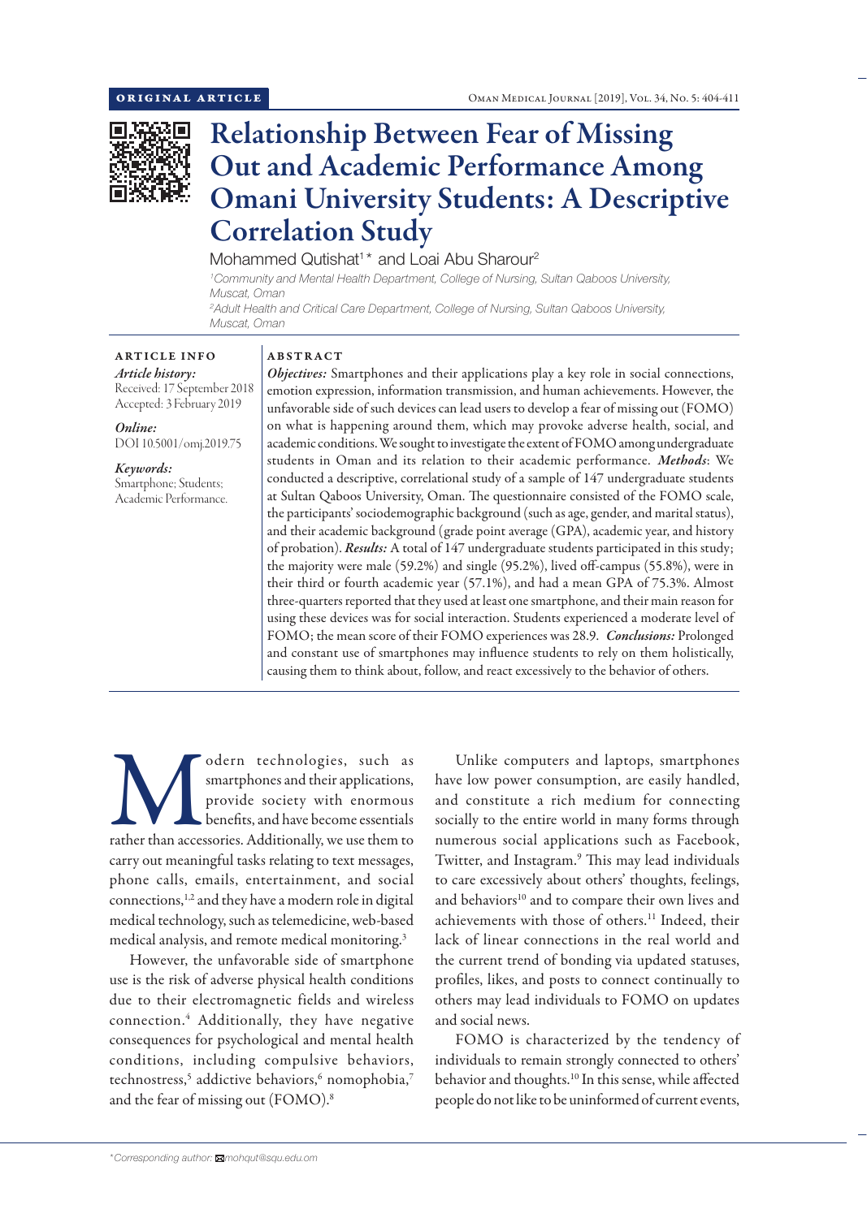ORIGINAL ARTICLE

# Relationship Between Fear of Missing Out and Academic Performance Among Omani University Students: A Descriptive Correlation Study

Mohammed Qutishat[1]* and Loai Abu Sharour[2]

[1]Community and Mental Health Department, College of Nursing, Sultan Qaboos University, Muscat, Oman

[2]Adult Health and Critical Care Department, College of Nursing, Sultan Qaboos University, Muscat, Oman

**ARTICLE INFO**

*Article history:*
Received: 17 September 2018
Accepted: 3 February 2019

*Online:*
DOI 10.5001/omj.2019.75

*Keywords:*
Smartphone; Students; Academic Performance.

**ABSTRACT**

***Objectives:*** Smartphones and their applications play a key role in social connections, emotion expression, information transmission, and human achievements. However, the unfavorable side of such devices can lead users to develop a fear of missing out (FOMO) on what is happening around them, which may provoke adverse health, social, and academic conditions. We sought to investigate the extent of FOMO among undergraduate students in Oman and its relation to their academic performance. ***Methods***: We conducted a descriptive, correlational study of a sample of 147 undergraduate students at Sultan Qaboos University, Oman. The questionnaire consisted of the FOMO scale, the participants' sociodemographic background (such as age, gender, and marital status), and their academic background (grade point average (GPA), academic year, and history of probation). ***Results:*** A total of 147 undergraduate students participated in this study; the majority were male (59.2%) and single (95.2%), lived off-campus (55.8%), were in their third or fourth academic year (57.1%), and had a mean GPA of 75.3%. Almost three-quarters reported that they used at least one smartphone, and their main reason for using these devices was for social interaction. Students experienced a moderate level of FOMO; the mean score of their FOMO experiences was 28.9. ***Conclusions:*** Prolonged and constant use of smartphones may influence students to rely on them holistically, causing them to think about, follow, and react excessively to the behavior of others.

Modern technologies, such as smartphones and their applications, provide society with enormous benefits, and have become essentials rather than accessories. Additionally, we use them to carry out meaningful tasks relating to text messages, phone calls, emails, entertainment, and social connections,[1,2] and they have a modern role in digital medical technology, such as telemedicine, web-based medical analysis, and remote medical monitoring.[3]

However, the unfavorable side of smartphone use is the risk of adverse physical health conditions due to their electromagnetic fields and wireless connection.[4] Additionally, they have negative consequences for psychological and mental health conditions, including compulsive behaviors, technostress,[5] addictive behaviors,[6] nomophobia,[7] and the fear of missing out (FOMO).[8]

Unlike computers and laptops, smartphones have low power consumption, are easily handled, and constitute a rich medium for connecting socially to the entire world in many forms through numerous social applications such as Facebook, Twitter, and Instagram.[9] This may lead individuals to care excessively about others' thoughts, feelings, and behaviors[10] and to compare their own lives and achievements with those of others.[11] Indeed, their lack of linear connections in the real world and the current trend of bonding via updated statuses, profiles, likes, and posts to connect continually to others may lead individuals to FOMO on updates and social news.

FOMO is characterized by the tendency of individuals to remain strongly connected to others' behavior and thoughts.[10] In this sense, while affected people do not like to be uninformed of current events,

*Corresponding author: mohqut@squ.edu.om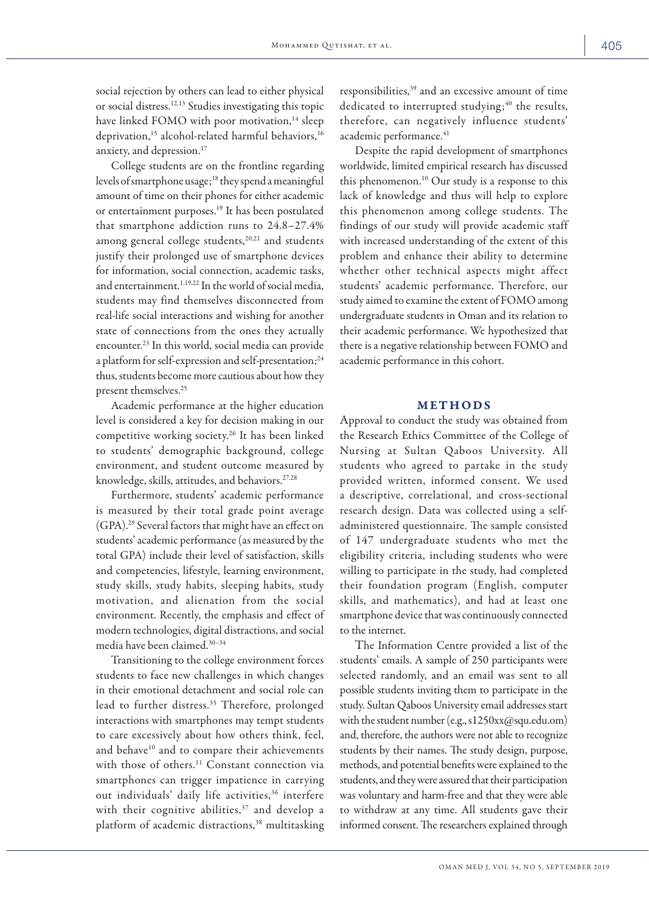social rejection by others can lead to either physical or social distress.[12,13] Studies investigating this topic have linked FOMO with poor motivation,[14] sleep deprivation,[15] alcohol-related harmful behaviors,[16] anxiety, and depression.[17]

College students are on the frontline regarding levels of smartphone usage;[18] they spend a meaningful amount of time on their phones for either academic or entertainment purposes.[19] It has been postulated that smartphone addiction runs to 24.8–27.4% among general college students,[20,21] and students justify their prolonged use of smartphone devices for information, social connection, academic tasks, and entertainment.[1,19,22] In the world of social media, students may find themselves disconnected from real-life social interactions and wishing for another state of connections from the ones they actually encounter.[23] In this world, social media can provide a platform for self-expression and self-presentation;[24] thus, students become more cautious about how they present themselves.[25]

Academic performance at the higher education level is considered a key for decision making in our competitive working society.[26] It has been linked to students' demographic background, college environment, and student outcome measured by knowledge, skills, attitudes, and behaviors.[27,28]

Furthermore, students' academic performance is measured by their total grade point average (GPA).[29] Several factors that might have an effect on students' academic performance (as measured by the total GPA) include their level of satisfaction, skills and competencies, lifestyle, learning environment, study skills, study habits, sleeping habits, study motivation, and alienation from the social environment. Recently, the emphasis and effect of modern technologies, digital distractions, and social media have been claimed.[30–34]

Transitioning to the college environment forces students to face new challenges in which changes in their emotional detachment and social role can lead to further distress.[35] Therefore, prolonged interactions with smartphones may tempt students to care excessively about how others think, feel, and behave[10] and to compare their achievements with those of others.[11] Constant connection via smartphones can trigger impatience in carrying out individuals' daily life activities,[36] interfere with their cognitive abilities,[37] and develop a platform of academic distractions,[38] multitasking responsibilities,[39] and an excessive amount of time dedicated to interrupted studying;[40] the results, therefore, can negatively influence students' academic performance.[41]

Despite the rapid development of smartphones worldwide, limited empirical research has discussed this phenomenon.[10] Our study is a response to this lack of knowledge and thus will help to explore this phenomenon among college students. The findings of our study will provide academic staff with increased understanding of the extent of this problem and enhance their ability to determine whether other technical aspects might affect students' academic performance. Therefore, our study aimed to examine the extent of FOMO among undergraduate students in Oman and its relation to their academic performance. We hypothesized that there is a negative relationship between FOMO and academic performance in this cohort.

## METHODS

Approval to conduct the study was obtained from the Research Ethics Committee of the College of Nursing at Sultan Qaboos University. All students who agreed to partake in the study provided written, informed consent. We used a descriptive, correlational, and cross-sectional research design. Data was collected using a self-administered questionnaire. The sample consisted of 147 undergraduate students who met the eligibility criteria, including students who were willing to participate in the study, had completed their foundation program (English, computer skills, and mathematics), and had at least one smartphone device that was continuously connected to the internet.

The Information Centre provided a list of the students' emails. A sample of 250 participants were selected randomly, and an email was sent to all possible students inviting them to participate in the study. Sultan Qaboos University email addresses start with the student number (e.g., s1250xx@squ.edu.om) and, therefore, the authors were not able to recognize students by their names. The study design, purpose, methods, and potential benefits were explained to the students, and they were assured that their participation was voluntary and harm-free and that they were able to withdraw at any time. All students gave their informed consent. The researchers explained through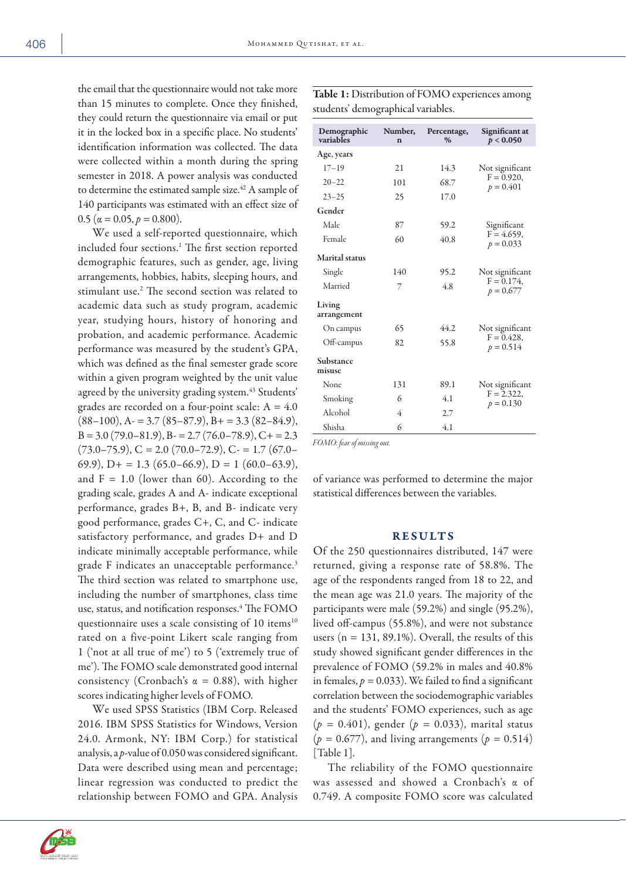the email that the questionnaire would not take more than 15 minutes to complete. Once they finished, they could return the questionnaire via email or put it in the locked box in a specific place. No students' identification information was collected. The data were collected within a month during the spring semester in 2018. A power analysis was conducted to determine the estimated sample size.[42] A sample of 140 participants was estimated with an effect size of 0.5 ($\alpha = 0.05$, $p = 0.800$).

We used a self-reported questionnaire, which included four sections.[1] The first section reported demographic features, such as gender, age, living arrangements, hobbies, habits, sleeping hours, and stimulant use.[2] The second section was related to academic data such as study program, academic year, studying hours, history of honoring and probation, and academic performance. Academic performance was measured by the student's GPA, which was defined as the final semester grade score within a given program weighted by the unit value agreed by the university grading system.[43] Students' grades are recorded on a four-point scale: A = 4.0 (88–100), A- = 3.7 (85–87.9), B+ = 3.3 (82–84.9), B = 3.0 (79.0–81.9), B- = 2.7 (76.0–78.9), C+ = 2.3 (73.0–75.9), C = 2.0 (70.0–72.9), C- = 1.7 (67.0–69.9), D+ = 1.3 (65.0–66.9), D = 1 (60.0–63.9), and F = 1.0 (lower than 60). According to the grading scale, grades A and A- indicate exceptional performance, grades B+, B, and B- indicate very good performance, grades C+, C, and C- indicate satisfactory performance, and grades D+ and D indicate minimally acceptable performance, while grade F indicates an unacceptable performance.[3] The third section was related to smartphone use, including the number of smartphones, class time use, status, and notification responses.[4] The FOMO questionnaire uses a scale consisting of 10 items[10] rated on a five-point Likert scale ranging from 1 ('not at all true of me') to 5 ('extremely true of me'). The FOMO scale demonstrated good internal consistency (Cronbach's $\alpha = 0.88$), with higher scores indicating higher levels of FOMO.

We used SPSS Statistics (IBM Corp. Released 2016. IBM SPSS Statistics for Windows, Version 24.0. Armonk, NY: IBM Corp.) for statistical analysis, a $p$-value of 0.050 was considered significant. Data were described using mean and percentage; linear regression was conducted to predict the relationship between FOMO and GPA. Analysis of variance was performed to determine the major statistical differences between the variables.

**Table 1:** Distribution of FOMO experiences among students' demographical variables.

| Demographic variables | Number, n | Percentage, % | Significant at $p < 0.050$ |
|---|---|---|---|
| **Age, years** | | | |
| 17–19 | 21 | 14.3 | Not significant $F = 0.920$, $p = 0.401$ |
| 20–22 | 101 | 68.7 | |
| 23–25 | 25 | 17.0 | |
| **Gender** | | | |
| Male | 87 | 59.2 | Significant $F = 4.659$, $p = 0.033$ |
| Female | 60 | 40.8 | |
| **Marital status** | | | |
| Single | 140 | 95.2 | Not significant $F = 0.174$, $p = 0.677$ |
| Married | 7 | 4.8 | |
| **Living arrangement** | | | |
| On campus | 65 | 44.2 | Not significant $F = 0.428$, $p = 0.514$ |
| Off-campus | 82 | 55.8 | |
| **Substance misuse** | | | |
| None | 131 | 89.1 | Not significant $F = 2.322$, $p = 0.130$ |
| Smoking | 6 | 4.1 | |
| Alcohol | 4 | 2.7 | |
| Shisha | 6 | 4.1 | |

*FOMO: fear of missing out.*

# RESULTS

Of the 250 questionnaires distributed, 147 were returned, giving a response rate of 58.8%. The age of the respondents ranged from 18 to 22, and the mean age was 21.0 years. The majority of the participants were male (59.2%) and single (95.2%), lived off-campus (55.8%), and were not substance users (n = 131, 89.1%). Overall, the results of this study showed significant gender differences in the prevalence of FOMO (59.2% in males and 40.8% in females, $p = 0.033$). We failed to find a significant correlation between the sociodemographic variables and the students' FOMO experiences, such as age ($p = 0.401$), gender ($p = 0.033$), marital status ($p = 0.677$), and living arrangements ($p = 0.514$) [Table 1].

The reliability of the FOMO questionnaire was assessed and showed a Cronbach's $\alpha$ of 0.749. A composite FOMO score was calculated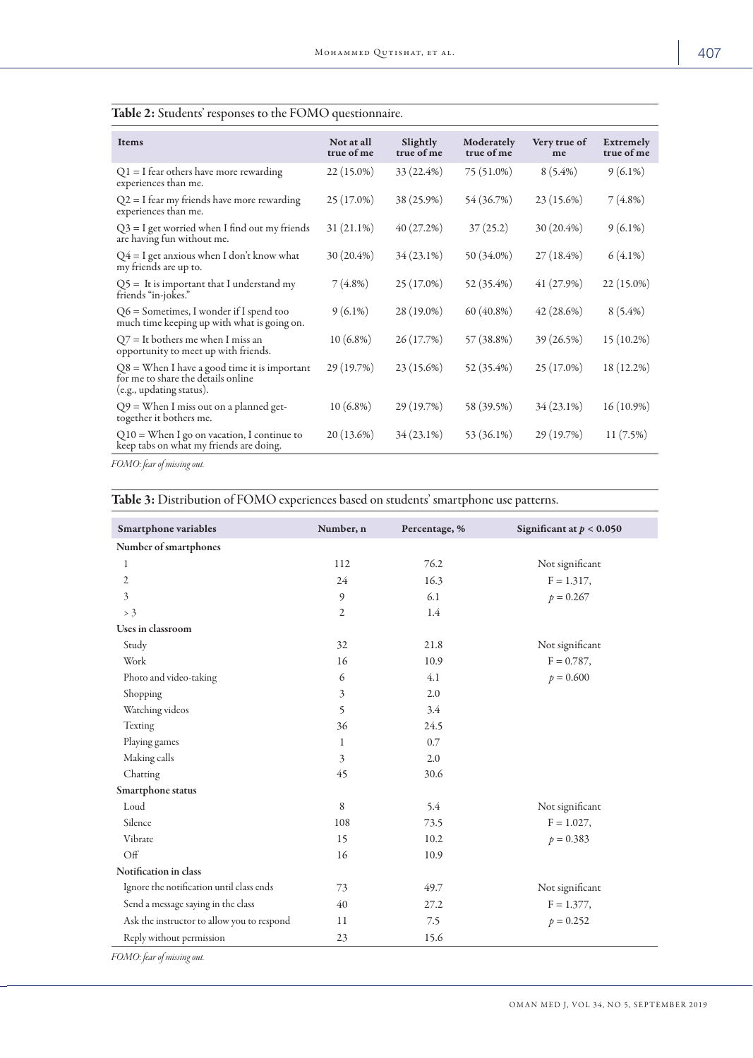**Table 2:** Students' responses to the FOMO questionnaire.

| Items | Not at all true of me | Slightly true of me | Moderately true of me | Very true of me | Extremely true of me |
|---|---|---|---|---|---|
| Q1 = I fear others have more rewarding experiences than me. | 22 (15.0%) | 33 (22.4%) | 75 (51.0%) | 8 (5.4%) | 9 (6.1%) |
| Q2 = I fear my friends have more rewarding experiences than me. | 25 (17.0%) | 38 (25.9%) | 54 (36.7%) | 23 (15.6%) | 7 (4.8%) |
| Q3 = I get worried when I find out my friends are having fun without me. | 31 (21.1%) | 40 (27.2%) | 37 (25.2) | 30 (20.4%) | 9 (6.1%) |
| Q4 = I get anxious when I don't know what my friends are up to. | 30 (20.4%) | 34 (23.1%) | 50 (34.0%) | 27 (18.4%) | 6 (4.1%) |
| Q5 = It is important that I understand my friends "in-jokes." | 7 (4.8%) | 25 (17.0%) | 52 (35.4%) | 41 (27.9%) | 22 (15.0%) |
| Q6 = Sometimes, I wonder if I spend too much time keeping up with what is going on. | 9 (6.1%) | 28 (19.0%) | 60 (40.8%) | 42 (28.6%) | 8 (5.4%) |
| Q7 = It bothers me when I miss an opportunity to meet up with friends. | 10 (6.8%) | 26 (17.7%) | 57 (38.8%) | 39 (26.5%) | 15 (10.2%) |
| Q8 = When I have a good time it is important for me to share the details online (e.g., updating status). | 29 (19.7%) | 23 (15.6%) | 52 (35.4%) | 25 (17.0%) | 18 (12.2%) |
| Q9 = When I miss out on a planned get-together it bothers me. | 10 (6.8%) | 29 (19.7%) | 58 (39.5%) | 34 (23.1%) | 16 (10.9%) |
| Q10 = When I go on vacation, I continue to keep tabs on what my friends are doing. | 20 (13.6%) | 34 (23.1%) | 53 (36.1%) | 29 (19.7%) | 11 (7.5%) |

*FOMO: fear of missing out.*

**Table 3:** Distribution of FOMO experiences based on students' smartphone use patterns.

| Smartphone variables | Number, n | Percentage, % | Significant at $p < 0.050$ |
|---|---|---|---|
| **Number of smartphones** | | | |
| 1 | 112 | 76.2 | Not significant |
| 2 | 24 | 16.3 | F = 1.317, |
| 3 | 9 | 6.1 | $p = 0.267$ |
| > 3 | 2 | 1.4 | |
| **Uses in classroom** | | | |
| Study | 32 | 21.8 | Not significant |
| Work | 16 | 10.9 | F = 0.787, |
| Photo and video-taking | 6 | 4.1 | $p = 0.600$ |
| Shopping | 3 | 2.0 | |
| Watching videos | 5 | 3.4 | |
| Texting | 36 | 24.5 | |
| Playing games | 1 | 0.7 | |
| Making calls | 3 | 2.0 | |
| Chatting | 45 | 30.6 | |
| **Smartphone status** | | | |
| Loud | 8 | 5.4 | Not significant |
| Silence | 108 | 73.5 | F = 1.027, |
| Vibrate | 15 | 10.2 | $p = 0.383$ |
| Off | 16 | 10.9 | |
| **Notification in class** | | | |
| Ignore the notification until class ends | 73 | 49.7 | Not significant |
| Send a message saying in the class | 40 | 27.2 | F = 1.377, |
| Ask the instructor to allow you to respond | 11 | 7.5 | $p = 0.252$ |
| Reply without permission | 23 | 15.6 | |

*FOMO: fear of missing out.*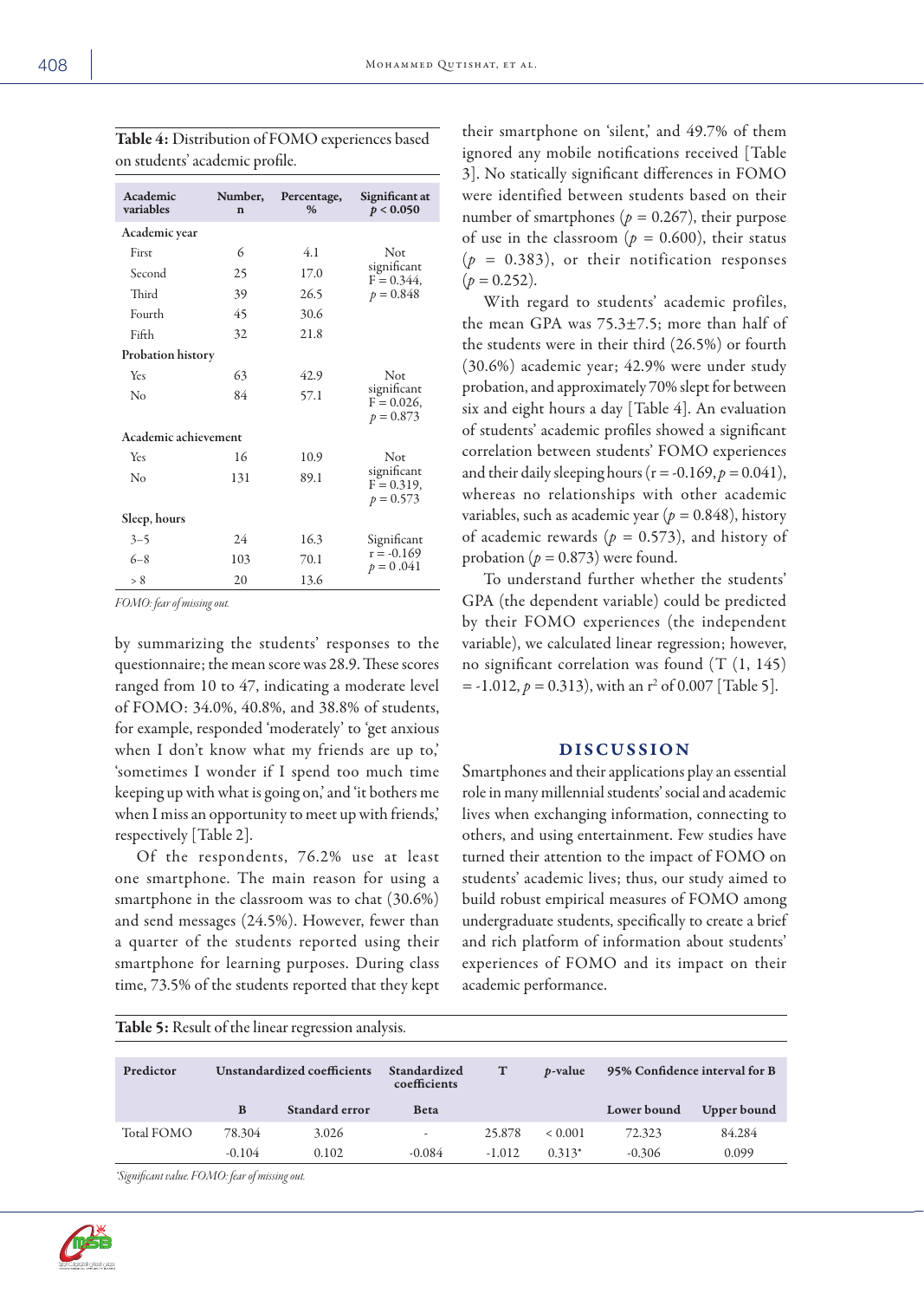**Table 4:** Distribution of FOMO experiences based on students' academic profile.

| Academic variables | Number, n | Percentage, % | Significant at $p < 0.050$ |
|---|---|---|---|
| **Academic year** | | | |
| First | 6 | 4.1 | Not significant F = 0.344, $p = 0.848$ |
| Second | 25 | 17.0 | |
| Third | 39 | 26.5 | |
| Fourth | 45 | 30.6 | |
| Fifth | 32 | 21.8 | |
| **Probation history** | | | |
| Yes | 63 | 42.9 | Not significant F = 0.026, $p = 0.873$ |
| No | 84 | 57.1 | |
| **Academic achievement** | | | |
| Yes | 16 | 10.9 | Not significant F = 0.319, $p = 0.573$ |
| No | 131 | 89.1 | |
| **Sleep, hours** | | | |
| 3–5 | 24 | 16.3 | Significant r = -0.169 $p = 0.041$ |
| 6–8 | 103 | 70.1 | |
| > 8 | 20 | 13.6 | |

*FOMO: fear of missing out.*

by summarizing the students' responses to the questionnaire; the mean score was 28.9. These scores ranged from 10 to 47, indicating a moderate level of FOMO: 34.0%, 40.8%, and 38.8% of students, for example, responded 'moderately' to 'get anxious when I don't know what my friends are up to,' 'sometimes I wonder if I spend too much time keeping up with what is going on,' and 'it bothers me when I miss an opportunity to meet up with friends,' respectively [Table 2].

Of the respondents, 76.2% use at least one smartphone. The main reason for using a smartphone in the classroom was to chat (30.6%) and send messages (24.5%). However, fewer than a quarter of the students reported using their smartphone for learning purposes. During class time, 73.5% of the students reported that they kept their smartphone on 'silent,' and 49.7% of them ignored any mobile notifications received [Table 3]. No statically significant differences in FOMO were identified between students based on their number of smartphones ($p = 0.267$), their purpose of use in the classroom ($p = 0.600$), their status ($p = 0.383$), or their notification responses ($p = 0.252$).

With regard to students' academic profiles, the mean GPA was 75.3±7.5; more than half of the students were in their third (26.5%) or fourth (30.6%) academic year; 42.9% were under study probation, and approximately 70% slept for between six and eight hours a day [Table 4]. An evaluation of students' academic profiles showed a significant correlation between students' FOMO experiences and their daily sleeping hours (r = -0.169, $p = 0.041$), whereas no relationships with other academic variables, such as academic year ($p = 0.848$), history of academic rewards ($p = 0.573$), and history of probation ($p = 0.873$) were found.

To understand further whether the students' GPA (the dependent variable) could be predicted by their FOMO experiences (the independent variable), we calculated linear regression; however, no significant correlation was found (T (1, 145) = -1.012, $p = 0.313$), with an $r^2$ of 0.007 [Table 5].

## DISCUSSION

Smartphones and their applications play an essential role in many millennial students' social and academic lives when exchanging information, connecting to others, and using entertainment. Few studies have turned their attention to the impact of FOMO on students' academic lives; thus, our study aimed to build robust empirical measures of FOMO among undergraduate students, specifically to create a brief and rich platform of information about students' experiences of FOMO and its impact on their academic performance.

**Table 5:** Result of the linear regression analysis.

| Predictor | Unstandardized coefficients | | Standardized coefficients | T | $p$-value | 95% Confidence interval for B | |
|---|---|---|---|---|---|---|---|
| | B | Standard error | Beta | | | Lower bound | Upper bound |
| Total FOMO | 78.304 | 3.026 | - | 25.878 | < 0.001 | 72.323 | 84.284 |
| | -0.104 | 0.102 | -0.084 | -1.012 | 0.313* | -0.306 | 0.099 |

*\*Significant value. FOMO: fear of missing out.*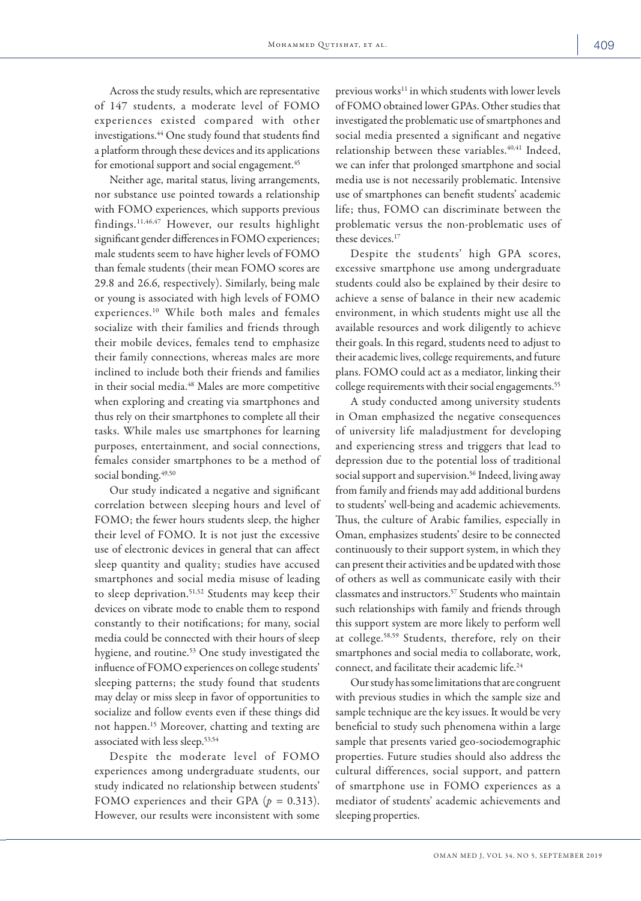Across the study results, which are representative of 147 students, a moderate level of FOMO experiences existed compared with other investigations.[44] One study found that students find a platform through these devices and its applications for emotional support and social engagement.[45]

Neither age, marital status, living arrangements, nor substance use pointed towards a relationship with FOMO experiences, which supports previous findings.[11,46,47] However, our results highlight significant gender differences in FOMO experiences; male students seem to have higher levels of FOMO than female students (their mean FOMO scores are 29.8 and 26.6, respectively). Similarly, being male or young is associated with high levels of FOMO experiences.[10] While both males and females socialize with their families and friends through their mobile devices, females tend to emphasize their family connections, whereas males are more inclined to include both their friends and families in their social media.[48] Males are more competitive when exploring and creating via smartphones and thus rely on their smartphones to complete all their tasks. While males use smartphones for learning purposes, entertainment, and social connections, females consider smartphones to be a method of social bonding.[49,50]

Our study indicated a negative and significant correlation between sleeping hours and level of FOMO; the fewer hours students sleep, the higher their level of FOMO. It is not just the excessive use of electronic devices in general that can affect sleep quantity and quality; studies have accused smartphones and social media misuse of leading to sleep deprivation.[51,52] Students may keep their devices on vibrate mode to enable them to respond constantly to their notifications; for many, social media could be connected with their hours of sleep hygiene, and routine.[53] One study investigated the influence of FOMO experiences on college students' sleeping patterns; the study found that students may delay or miss sleep in favor of opportunities to socialize and follow events even if these things did not happen.[15] Moreover, chatting and texting are associated with less sleep.[53,54]

Despite the moderate level of FOMO experiences among undergraduate students, our study indicated no relationship between students' FOMO experiences and their GPA ($p = 0.313$). However, our results were inconsistent with some previous works[11] in which students with lower levels of FOMO obtained lower GPAs. Other studies that investigated the problematic use of smartphones and social media presented a significant and negative relationship between these variables.[40,41] Indeed, we can infer that prolonged smartphone and social media use is not necessarily problematic. Intensive use of smartphones can benefit students' academic life; thus, FOMO can discriminate between the problematic versus the non-problematic uses of these devices.[17]

Despite the students' high GPA scores, excessive smartphone use among undergraduate students could also be explained by their desire to achieve a sense of balance in their new academic environment, in which students might use all the available resources and work diligently to achieve their goals. In this regard, students need to adjust to their academic lives, college requirements, and future plans. FOMO could act as a mediator, linking their college requirements with their social engagements.[55]

A study conducted among university students in Oman emphasized the negative consequences of university life maladjustment for developing and experiencing stress and triggers that lead to depression due to the potential loss of traditional social support and supervision.[56] Indeed, living away from family and friends may add additional burdens to students' well-being and academic achievements. Thus, the culture of Arabic families, especially in Oman, emphasizes students' desire to be connected continuously to their support system, in which they can present their activities and be updated with those of others as well as communicate easily with their classmates and instructors.[57] Students who maintain such relationships with family and friends through this support system are more likely to perform well at college.[58,59] Students, therefore, rely on their smartphones and social media to collaborate, work, connect, and facilitate their academic life.[24]

Our study has some limitations that are congruent with previous studies in which the sample size and sample technique are the key issues. It would be very beneficial to study such phenomena within a large sample that presents varied geo-sociodemographic properties. Future studies should also address the cultural differences, social support, and pattern of smartphone use in FOMO experiences as a mediator of students' academic achievements and sleeping properties.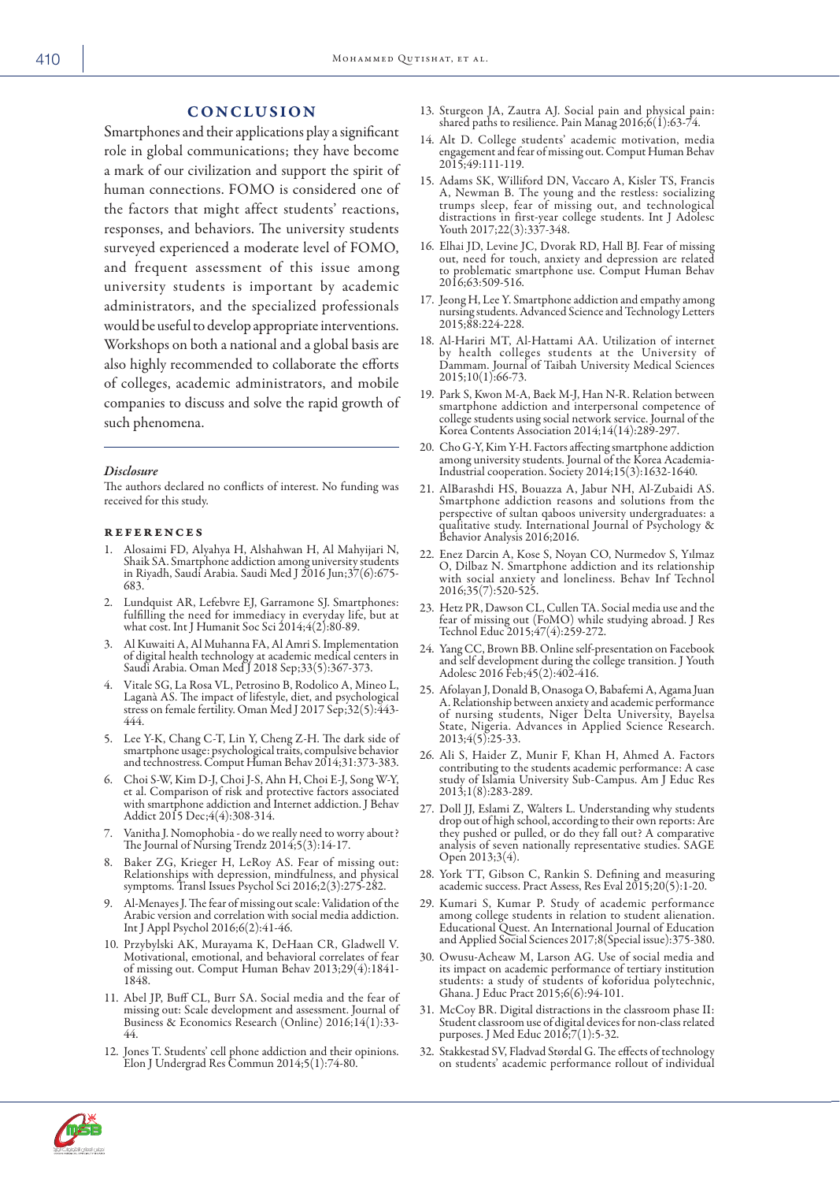## CONCLUSION

Smartphones and their applications play a significant role in global communications; they have become a mark of our civilization and support the spirit of human connections. FOMO is considered one of the factors that might affect students' reactions, responses, and behaviors. The university students surveyed experienced a moderate level of FOMO, and frequent assessment of this issue among university students is important by academic administrators, and the specialized professionals would be useful to develop appropriate interventions. Workshops on both a national and a global basis are also highly recommended to collaborate the efforts of colleges, academic administrators, and mobile companies to discuss and solve the rapid growth of such phenomena.

### *Disclosure*

The authors declared no conflicts of interest. No funding was received for this study.

### REFERENCES

1. Alosaimi FD, Alyahya H, Alshahwan H, Al Mahyijari N, Shaik SA. Smartphone addiction among university students in Riyadh, Saudi Arabia. Saudi Med J 2016 Jun;37(6):675-683.
2. Lundquist AR, Lefebvre EJ, Garramone SJ. Smartphones: fulfilling the need for immediacy in everyday life, but at what cost. Int J Humanit Soc Sci 2014;4(2):80-89.
3. Al Kuwaiti A, Al Muhanna FA, Al Amri S. Implementation of digital health technology at academic medical centers in Saudi Arabia. Oman Med J 2018 Sep;33(5):367-373.
4. Vitale SG, La Rosa VL, Petrosino B, Rodolico A, Mineo L, Laganà AS. The impact of lifestyle, diet, and psychological stress on female fertility. Oman Med J 2017 Sep;32(5):443-444.
5. Lee Y-K, Chang C-T, Lin Y, Cheng Z-H. The dark side of smartphone usage: psychological traits, compulsive behavior and technostress. Comput Human Behav 2014;31:373-383.
6. Choi S-W, Kim D-J, Choi J-S, Ahn H, Choi E-J, Song W-Y, et al. Comparison of risk and protective factors associated with smartphone addiction and Internet addiction. J Behav Addict 2015 Dec;4(4):308-314.
7. Vanitha J. Nomophobia - do we really need to worry about? The Journal of Nursing Trendz 2014;5(3):14-17.
8. Baker ZG, Krieger H, LeRoy AS. Fear of missing out: Relationships with depression, mindfulness, and physical symptoms. Transl Issues Psychol Sci 2016;2(3):275-282.
9. Al-Menayes J. The fear of missing out scale: Validation of the Arabic version and correlation with social media addiction. Int J Appl Psychol 2016;6(2):41-46.
10. Przybylski AK, Murayama K, DeHaan CR, Gladwell V. Motivational, emotional, and behavioral correlates of fear of missing out. Comput Human Behav 2013;29(4):1841-1848.
11. Abel JP, Buff CL, Burr SA. Social media and the fear of missing out: Scale development and assessment. Journal of Business & Economics Research (Online) 2016;14(1):33-44.
12. Jones T. Students' cell phone addiction and their opinions. Elon J Undergrad Res Commun 2014;5(1):74-80.
13. Sturgeon JA, Zautra AJ. Social pain and physical pain: shared paths to resilience. Pain Manag 2016;6(1):63-74.
14. Alt D. College students' academic motivation, media engagement and fear of missing out. Comput Human Behav 2015;49:111-119.
15. Adams SK, Williford DN, Vaccaro A, Kisler TS, Francis A, Newman B. The young and the restless: socializing trumps sleep, fear of missing out, and technological distractions in first-year college students. Int J Adolesc Youth 2017;22(3):337-348.
16. Elhai JD, Levine JC, Dvorak RD, Hall BJ. Fear of missing out, need for touch, anxiety and depression are related to problematic smartphone use. Comput Human Behav 2016;63:509-516.
17. Jeong H, Lee Y. Smartphone addiction and empathy among nursing students. Advanced Science and Technology Letters 2015;88:224-228.
18. Al-Hariri MT, Al-Hattami AA. Utilization of internet by health colleges students at the University of Dammam. Journal of Taibah University Medical Sciences 2015;10(1):66-73.
19. Park S, Kwon M-A, Baek M-J, Han N-R. Relation between smartphone addiction and interpersonal competence of college students using social network service. Journal of the Korea Contents Association 2014;14(14):289-297.
20. Cho G-Y, Kim Y-H. Factors affecting smartphone addiction among university students. Journal of the Korea Academia-Industrial cooperation. Society 2014;15(3):1632-1640.
21. AlBarashdi HS, Bouazza A, Jabur NH, Al-Zubaidi AS. Smartphone addiction reasons and solutions from the perspective of sultan qaboos university undergraduates: a qualitative study. International Journal of Psychology & Behavior Analysis 2016;2016.
22. Enez Darcin A, Kose S, Noyan CO, Nurmedov S, Yılmaz O, Dilbaz N. Smartphone addiction and its relationship with social anxiety and loneliness. Behav Inf Technol 2016;35(7):520-525.
23. Hetz PR, Dawson CL, Cullen TA. Social media use and the fear of missing out (FoMO) while studying abroad. J Res Technol Educ 2015;47(4):259-272.
24. Yang CC, Brown BB. Online self-presentation on Facebook and self development during the college transition. J Youth Adolesc 2016 Feb;45(2):402-416.
25. Afolayan J, Donald B, Onasoga O, Babafemi A, Agama Juan A. Relationship between anxiety and academic performance of nursing students, Niger Delta University, Bayelsa State, Nigeria. Advances in Applied Science Research. 2013;4(5):25-33.
26. Ali S, Haider Z, Munir F, Khan H, Ahmed A. Factors contributing to the students academic performance: A case study of Islamia University Sub-Campus. Am J Educ Res 2013;1(8):283-289.
27. Doll JJ, Eslami Z, Walters L. Understanding why students drop out of high school, according to their own reports: Are they pushed or pulled, or do they fall out? A comparative analysis of seven nationally representative studies. SAGE Open 2013;3(4).
28. York TT, Gibson C, Rankin S. Defining and measuring academic success. Pract Assess, Res Eval 2015;20(5):1-20.
29. Kumari S, Kumar P. Study of academic performance among college students in relation to student alienation. Educational Quest. An International Journal of Education and Applied Social Sciences 2017;8(Special issue):375-380.
30. Owusu-Acheaw M, Larson AG. Use of social media and its impact on academic performance of tertiary institution students: a study of students of koforidua polytechnic, Ghana. J Educ Pract 2015;6(6):94-101.
31. McCoy BR. Digital distractions in the classroom phase II: Student classroom use of digital devices for non-class related purposes. J Med Educ 2016;7(1):5-32.
32. Stakkestad SV, Fladvad Størdal G. The effects of technology on students' academic performance rollout of individual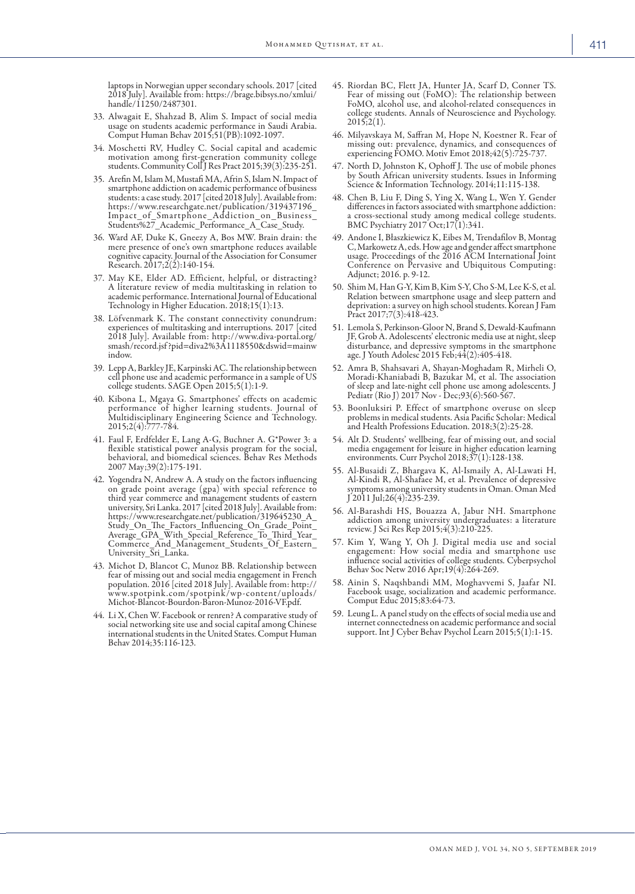laptops in Norwegian upper secondary schools. 2017 [cited 2018 July]. Available from: https://brage.bibsys.no/xmlui/handle/11250/2487301.

33. Alwagait E, Shahzad B, Alim S. Impact of social media usage on students academic performance in Saudi Arabia. Comput Human Behav 2015;51(PB):1092-1097.
34. Moschetti RV, Hudley C. Social capital and academic motivation among first-generation community college students. Community Coll J Res Pract 2015;39(3):235-251.
35. Arefin M, Islam M, Mustafi MA, Afrin S, Islam N. Impact of smartphone addiction on academic performance of business students: a case study. 2017 [cited 2018 July]. Available from: https://www.researchgate.net/publication/319437196_Impact_of_Smartphone_Addiction_on_Business_Students%27_Academic_Performance_A_Case_Study.
36. Ward AF, Duke K, Gneezy A, Bos MW. Brain drain: the mere presence of one's own smartphone reduces available cognitive capacity. Journal of the Association for Consumer Research. 2017;2(2):140-154.
37. May KE, Elder AD. Efficient, helpful, or distracting? A literature review of media multitasking in relation to academic performance. International Journal of Educational Technology in Higher Education. 2018;15(1):13.
38. Löfvenmark K. The constant connectivity conundrum: experiences of multitasking and interruptions. 2017 [cited 2018 July]. Available from: http://www.diva-portal.org/smash/record.jsf?pid=diva2%3A1118550&dswid=mainwindow.
39. Lepp A, Barkley JE, Karpinski AC. The relationship between cell phone use and academic performance in a sample of US college students. SAGE Open 2015;5(1):1-9.
40. Kibona L, Mgaya G. Smartphones' effects on academic performance of higher learning students. Journal of Multidisciplinary Engineering Science and Technology. 2015;2(4):777-784.
41. Faul F, Erdfelder E, Lang A-G, Buchner A. G*Power 3: a flexible statistical power analysis program for the social, behavioral, and biomedical sciences. Behav Res Methods 2007 May;39(2):175-191.
42. Yogendra N, Andrew A. A study on the factors influencing on grade point average (gpa) with special reference to third year commerce and management students of eastern university, Sri Lanka. 2017 [cited 2018 July]. Available from: https://www.researchgate.net/publication/319645230_A_Study_On_The_Factors_Influencing_On_Grade_Point_Average_GPA_With_Special_Reference_To_Third_Year_Commerce_And_Management_Students_Of_Eastern_University_Sri_Lanka.
43. Michot D, Blancot C, Munoz BB. Relationship between fear of missing out and social media engagement in French population. 2016 [cited 2018 July]. Available from: http://www.spotpink.com/spotpink/wp-content/uploads/Michot-Blancot-Bourdon-Baron-Munoz-2016-VF.pdf.
44. Li X, Chen W. Facebook or renren? A comparative study of social networking site use and social capital among Chinese international students in the United States. Comput Human Behav 2014;35:116-123.
45. Riordan BC, Flett JA, Hunter JA, Scarf D, Conner TS. Fear of missing out (FoMO): The relationship between FoMO, alcohol use, and alcohol-related consequences in college students. Annals of Neuroscience and Psychology. 2015;2(1).
46. Milyavskaya M, Saffran M, Hope N, Koestner R. Fear of missing out: prevalence, dynamics, and consequences of experiencing FOMO. Motiv Emot 2018;42(5):725-737.
47. North D, Johnston K, Ophoff J. The use of mobile phones by South African university students. Issues in Informing Science & Information Technology. 2014;11:115-138.
48. Chen B, Liu F, Ding S, Ying X, Wang L, Wen Y. Gender differences in factors associated with smartphone addiction: a cross-sectional study among medical college students. BMC Psychiatry 2017 Oct;17(1):341.
49. Andone I, Błaszkiewicz K, Eibes M, Trendafilov B, Montag C, Markowetz A, eds. How age and gender affect smartphone usage. Proceedings of the 2016 ACM International Joint Conference on Pervasive and Ubiquitous Computing: Adjunct; 2016. p. 9-12.
50. Shim M, Han G-Y, Kim B, Kim S-Y, Cho S-M, Lee K-S, et al. Relation between smartphone usage and sleep pattern and deprivation: a survey on high school students. Korean J Fam Pract 2017;7(3):418-423.
51. Lemola S, Perkinson-Gloor N, Brand S, Dewald-Kaufmann JF, Grob A. Adolescents' electronic media use at night, sleep disturbance, and depressive symptoms in the smartphone age. J Youth Adolesc 2015 Feb;44(2):405-418.
52. Amra B, Shahsavari A, Shayan-Moghadam R, Mirheli O, Moradi-Khaniabadi B, Bazukar M, et al. The association of sleep and late-night cell phone use among adolescents. J Pediatr (Rio J) 2017 Nov - Dec;93(6):560-567.
53. Boonluksiri P. Effect of smartphone overuse on sleep problems in medical students. Asia Pacific Scholar: Medical and Health Professions Education. 2018;3(2):25-28.
54. Alt D. Students' wellbeing, fear of missing out, and social media engagement for leisure in higher education learning environments. Curr Psychol 2018;37(1):128-138.
55. Al-Busaidi Z, Bhargava K, Al-Ismaily A, Al-Lawati H, Al-Kindi R, Al-Shafaee M, et al. Prevalence of depressive symptoms among university students in Oman. Oman Med J 2011 Jul;26(4):235-239.
56. Al-Barashdi HS, Bouazza A, Jabur NH. Smartphone addiction among university undergraduates: a literature review. J Sci Res Rep 2015;4(3):210-225.
57. Kim Y, Wang Y, Oh J. Digital media use and social engagement: How social media and smartphone use influence social activities of college students. Cyberpsychol Behav Soc Netw 2016 Apr;19(4):264-269.
58. Ainin S, Naqshbandi MM, Moghavvemi S, Jaafar NI. Facebook usage, socialization and academic performance. Comput Educ 2015;83:64-73.
59. Leung L. A panel study on the effects of social media use and internet connectedness on academic performance and social support. Int J Cyber Behav Psychol Learn 2015;5(1):1-15.